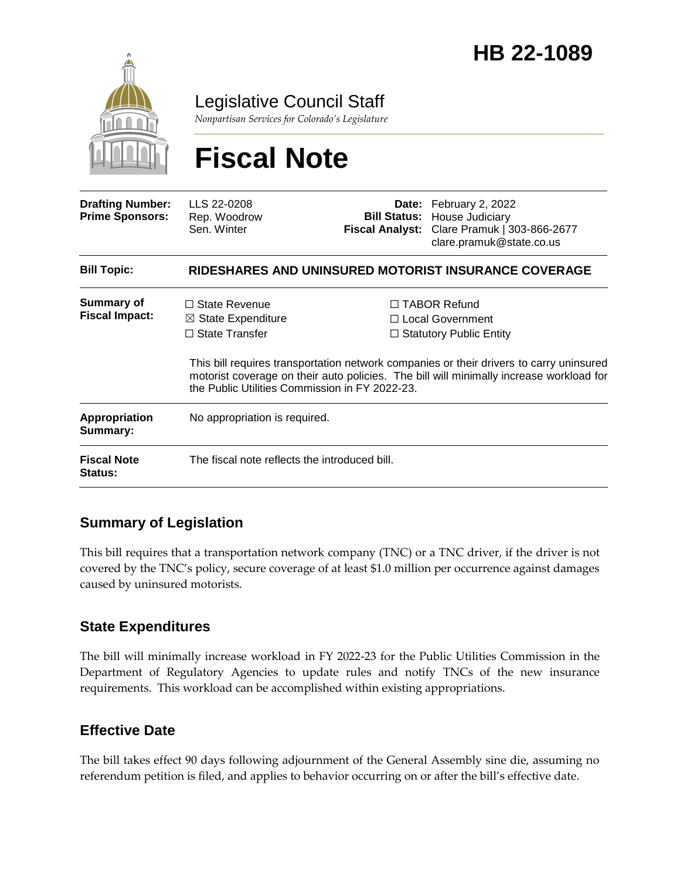# HB 22-1089

Legislative Council Staff

*Nonpartisan Services for Colorado's Legislature*

# Fiscal Note

| | | | |
|---|---|---|---|
| **Drafting Number:** | LLS 22-0208 | **Date:** | February 2, 2022 |
| **Prime Sponsors:** | Rep. Woodrow<br>Sen. Winter | **Bill Status:** | House Judiciary |
| | | **Fiscal Analyst:** | Clare Pramuk \| 303-866-2677<br>clare.pramuk@state.co.us |

| | |
|---|---|
| **Bill Topic:** | **RIDESHARES AND UNINSURED MOTORIST INSURANCE COVERAGE** |
| **Summary of Fiscal Impact:** | ☐ State Revenue ☒ State Expenditure ☐ State Transfer ☐ TABOR Refund ☐ Local Government ☐ Statutory Public Entity<br><br>This bill requires transportation network companies or their drivers to carry uninsured motorist coverage on their auto policies. The bill will minimally increase workload for the Public Utilities Commission in FY 2022-23. |
| **Appropriation Summary:** | No appropriation is required. |
| **Fiscal Note Status:** | The fiscal note reflects the introduced bill. |

## Summary of Legislation

This bill requires that a transportation network company (TNC) or a TNC driver, if the driver is not covered by the TNC's policy, secure coverage of at least $1.0 million per occurrence against damages caused by uninsured motorists.

## State Expenditures

The bill will minimally increase workload in FY 2022-23 for the Public Utilities Commission in the Department of Regulatory Agencies to update rules and notify TNCs of the new insurance requirements. This workload can be accomplished within existing appropriations.

## Effective Date

The bill takes effect 90 days following adjournment of the General Assembly sine die, assuming no referendum petition is filed, and applies to behavior occurring on or after the bill's effective date.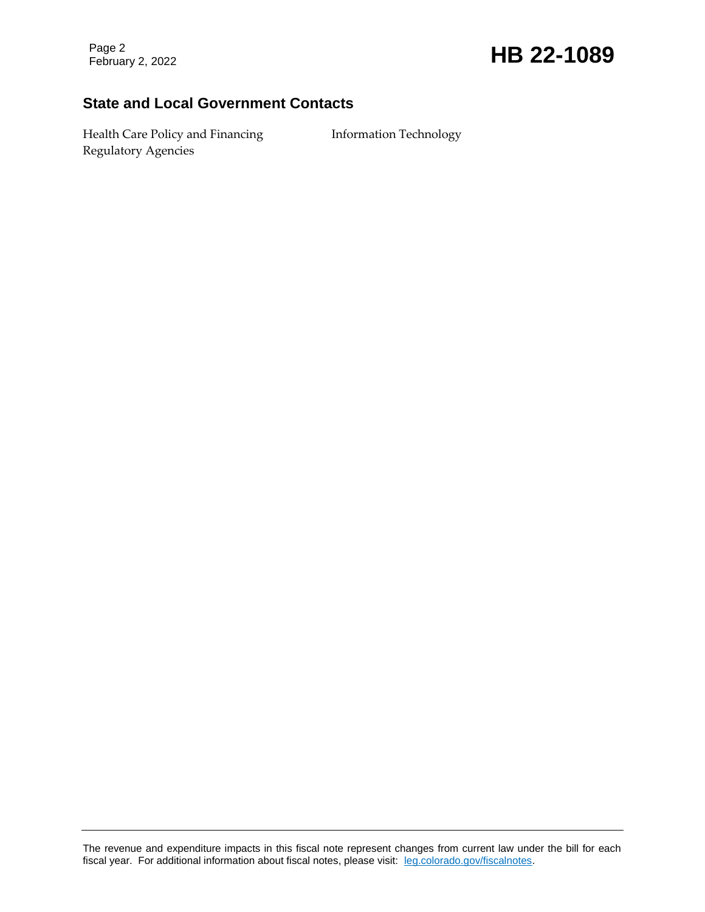## State and Local Government Contacts

Health Care Policy and Financing
Information Technology
Regulatory Agencies

The revenue and expenditure impacts in this fiscal note represent changes from current law under the bill for each fiscal year. For additional information about fiscal notes, please visit: leg.colorado.gov/fiscalnotes.